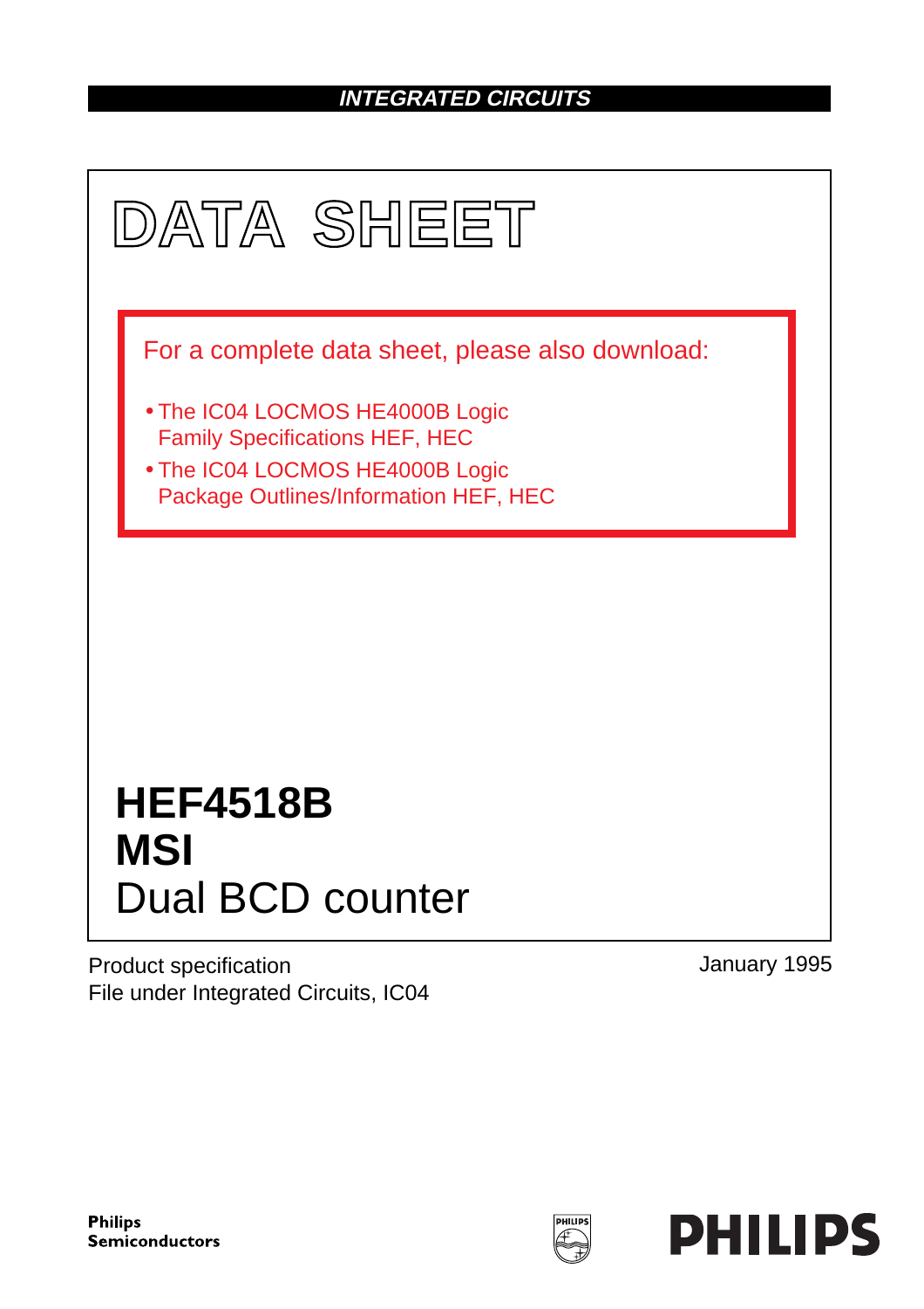INTEGRATED CIRCUITS

# DATA SHEET

For a complete data sheet, please also download:

- The IC04 LOCMOS HE4000B Logic Family Specifications HEF, HEC
- The IC04 LOCMOS HE4000B Logic Package Outlines/Information HEF, HEC

# HEF4518B
# MSI
# Dual BCD counter

Product specification
File under Integrated Circuits, IC04

January 1995

**Philips Semiconductors**

**PHILIPS**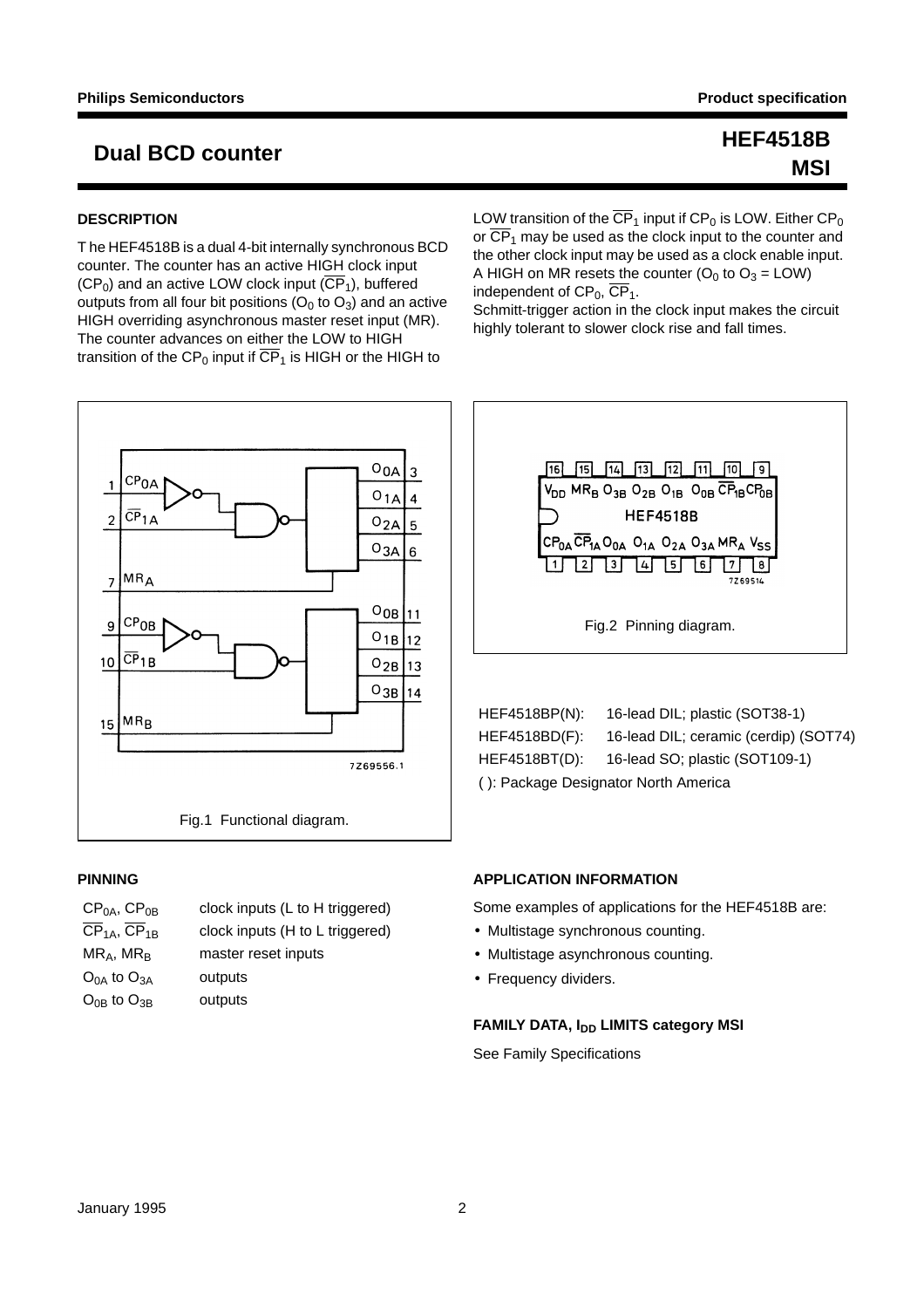# Dual BCD counter

**HEF4518B**
**MSI**

## DESCRIPTION

The HEF4518B is a dual 4-bit internally synchronous BCD counter. The counter has an active HIGH clock input ($CP_0$) and an active LOW clock input ($\overline{CP}_1$), buffered outputs from all four bit positions ($O_0$ to $O_3$) and an active HIGH overriding asynchronous master reset input (MR). The counter advances on either the LOW to HIGH transition of the $CP_0$ input if $\overline{CP}_1$ is HIGH or the HIGH to LOW transition of the $\overline{CP}_1$ input if $CP_0$ is LOW. Either $CP_0$ or $\overline{CP}_1$ may be used as the clock input to the counter and the other clock input may be used as a clock enable input. A HIGH on MR resets the counter ($O_0$ to $O_3$ = LOW) independent of $CP_0$, $\overline{CP}_1$.

Schmitt-trigger action in the clock input makes the circuit highly tolerant to slower clock rise and fall times.

Fig.1 Functional diagram.

Fig.2 Pinning diagram.

| | |
|---|---|
| HEF4518BP(N): | 16-lead DIL; plastic (SOT38-1) |
| HEF4518BD(F): | 16-lead DIL; ceramic (cerdip) (SOT74) |
| HEF4518BT(D): | 16-lead SO; plastic (SOT109-1) |

( ): Package Designator North America

## PINNING

| | |
|---|---|
| $CP_{0A}$, $CP_{0B}$ | clock inputs (L to H triggered) |
| $\overline{CP}_{1A}$, $\overline{CP}_{1B}$ | clock inputs (H to L triggered) |
| $MR_A$, $MR_B$ | master reset inputs |
| $O_{0A}$ to $O_{3A}$ | outputs |
| $O_{0B}$ to $O_{3B}$ | outputs |

## APPLICATION INFORMATION

Some examples of applications for the HEF4518B are:

- Multistage synchronous counting.
- Multistage asynchronous counting.
- Frequency dividers.

### FAMILY DATA, $I_{DD}$ LIMITS category MSI

See Family Specifications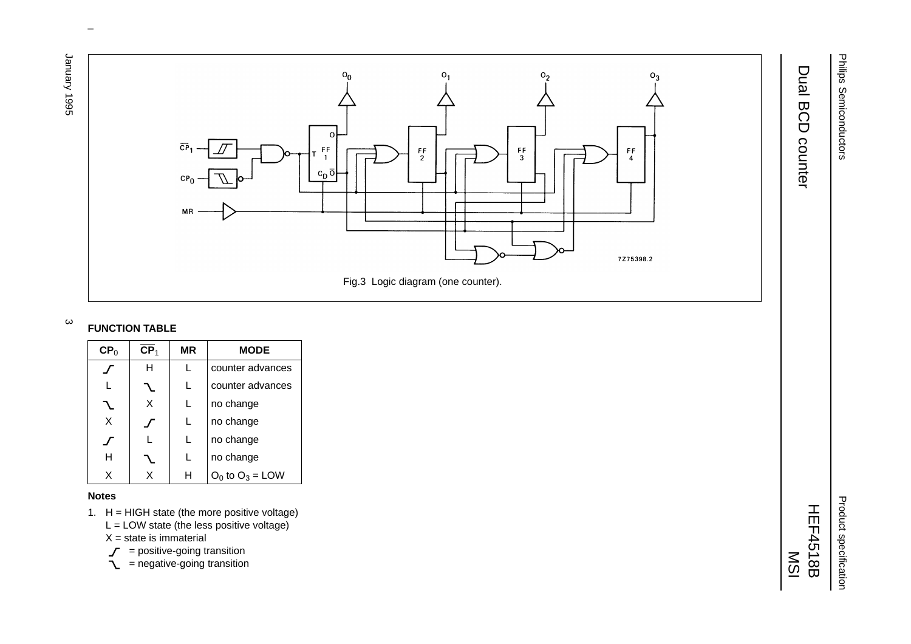Fig.3 Logic diagram (one counter).

**FUNCTION TABLE**

| $CP_0$ | $\overline{CP}_1$ | MR | MODE |
|---|---|---|---|
| ↗ | H | L | counter advances |
| L | ↘ | L | counter advances |
| ↘ | X | L | no change |
| X | ↗ | L | no change |
| ↗ | L | L | no change |
| H | ↘ | L | no change |
| X | X | H | $O_0$ to $O_3$ = LOW |

**Notes**

1. H = HIGH state (the more positive voltage)
   L = LOW state (the less positive voltage)
   X = state is immaterial
   ↗ = positive-going transition
   ↘ = negative-going transition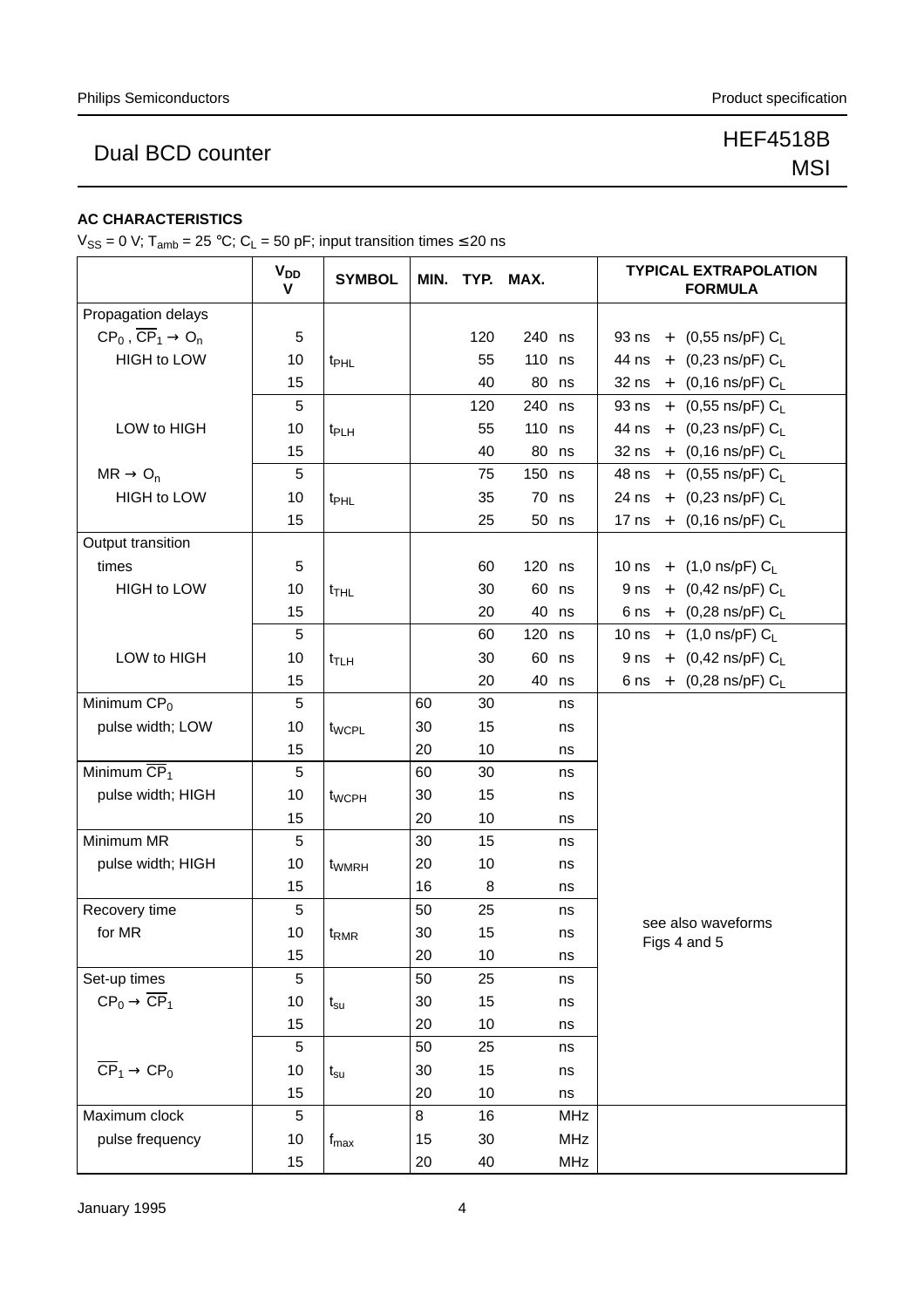### AC CHARACTERISTICS

$V_{SS}$ = 0 V; $T_{amb}$ = 25 °C; $C_L$ = 50 pF; input transition times ≤ 20 ns

| | $V_{DD}$ V | SYMBOL | MIN. | TYP. | MAX. | | TYPICAL EXTRAPOLATION FORMULA |
|---|---|---|---|---|---|---|---|
| Propagation delays | | | | | | | |
| $CP_0$, $\overline{CP}_1 \rightarrow O_n$ | 5 | | | 120 | 240 | ns | 93 ns + (0,55 ns/pF) $C_L$ |
| HIGH to LOW | 10 | $t_{PHL}$ | | 55 | 110 | ns | 44 ns + (0,23 ns/pF) $C_L$ |
| | 15 | | | 40 | 80 | ns | 32 ns + (0,16 ns/pF) $C_L$ |
| | 5 | | | 120 | 240 | ns | 93 ns + (0,55 ns/pF) $C_L$ |
| LOW to HIGH | 10 | $t_{PLH}$ | | 55 | 110 | ns | 44 ns + (0,23 ns/pF) $C_L$ |
| | 15 | | | 40 | 80 | ns | 32 ns + (0,16 ns/pF) $C_L$ |
| $MR \rightarrow O_n$ | 5 | | | 75 | 150 | ns | 48 ns + (0,55 ns/pF) $C_L$ |
| HIGH to LOW | 10 | $t_{PHL}$ | | 35 | 70 | ns | 24 ns + (0,23 ns/pF) $C_L$ |
| | 15 | | | 25 | 50 | ns | 17 ns + (0,16 ns/pF) $C_L$ |
| Output transition times | 5 | | | 60 | 120 | ns | 10 ns + (1,0 ns/pF) $C_L$ |
| HIGH to LOW | 10 | $t_{THL}$ | | 30 | 60 | ns | 9 ns + (0,42 ns/pF) $C_L$ |
| | 15 | | | 20 | 40 | ns | 6 ns + (0,28 ns/pF) $C_L$ |
| | 5 | | | 60 | 120 | ns | 10 ns + (1,0 ns/pF) $C_L$ |
| LOW to HIGH | 10 | $t_{TLH}$ | | 30 | 60 | ns | 9 ns + (0,42 ns/pF) $C_L$ |
| | 15 | | | 20 | 40 | ns | 6 ns + (0,28 ns/pF) $C_L$ |
| Minimum $CP_0$ | 5 | | 60 | 30 | | ns | |
| pulse width; LOW | 10 | $t_{WCPL}$ | 30 | 15 | | ns | |
| | 15 | | 20 | 10 | | ns | |
| Minimum $\overline{CP}_1$ | 5 | | 60 | 30 | | ns | |
| pulse width; HIGH | 10 | $t_{WCPH}$ | 30 | 15 | | ns | |
| | 15 | | 20 | 10 | | ns | |
| Minimum MR | 5 | | 30 | 15 | | ns | |
| pulse width; HIGH | 10 | $t_{WMRH}$ | 20 | 10 | | ns | |
| | 15 | | 16 | 8 | | ns | |
| Recovery time | 5 | | 50 | 25 | | ns | see also waveforms Figs 4 and 5 |
| for MR | 10 | $t_{RMR}$ | 30 | 15 | | ns | |
| | 15 | | 20 | 10 | | ns | |
| Set-up times | 5 | | 50 | 25 | | ns | |
| $CP_0 \rightarrow \overline{CP}_1$ | 10 | $t_{su}$ | 30 | 15 | | ns | |
| | 15 | | 20 | 10 | | ns | |
| | 5 | | 50 | 25 | | ns | |
| $\overline{CP}_1 \rightarrow CP_0$ | 10 | $t_{su}$ | 30 | 15 | | ns | |
| | 15 | | 20 | 10 | | ns | |
| Maximum clock | 5 | | 8 | 16 | | MHz | |
| pulse frequency | 10 | $f_{max}$ | 15 | 30 | | MHz | |
| | 15 | | 20 | 40 | | MHz | |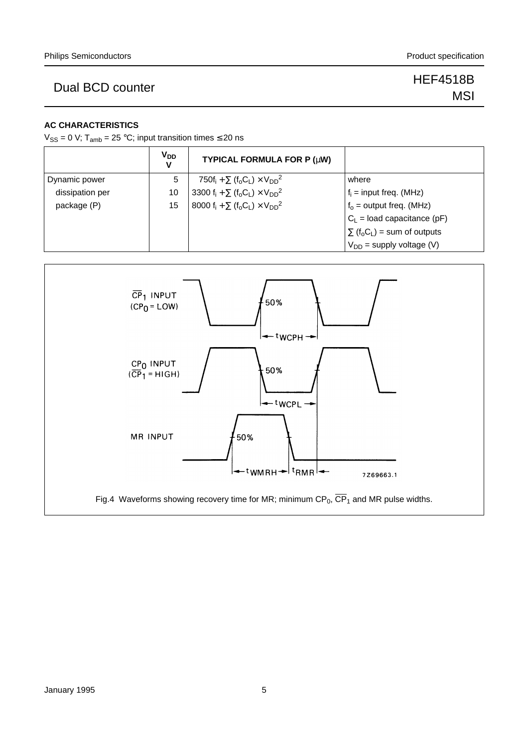## AC CHARACTERISTICS

$V_{SS}$ = 0 V; $T_{amb}$ = 25 °C; input transition times ≤ 20 ns

| | $V_{DD}$ V | TYPICAL FORMULA FOR P (μW) | |
|---|---|---|---|
| Dynamic power | 5 | $750f_i + \sum (f_oC_L) \times V_{DD}^2$ | where |
| dissipation per | 10 | $3300\ f_i + \sum (f_oC_L) \times V_{DD}^2$ | $f_i$ = input freq. (MHz) |
| package (P) | 15 | $8000\ f_i + \sum (f_oC_L) \times V_{DD}^2$ | $f_o$ = output freq. (MHz) |
| | | | $C_L$ = load capacitance (pF) |
| | | | $\sum (f_oC_L)$ = sum of outputs |
| | | | $V_{DD}$ = supply voltage (V) |

Fig.4 Waveforms showing recovery time for MR; minimum $CP_0$, $\overline{CP}_1$ and MR pulse widths.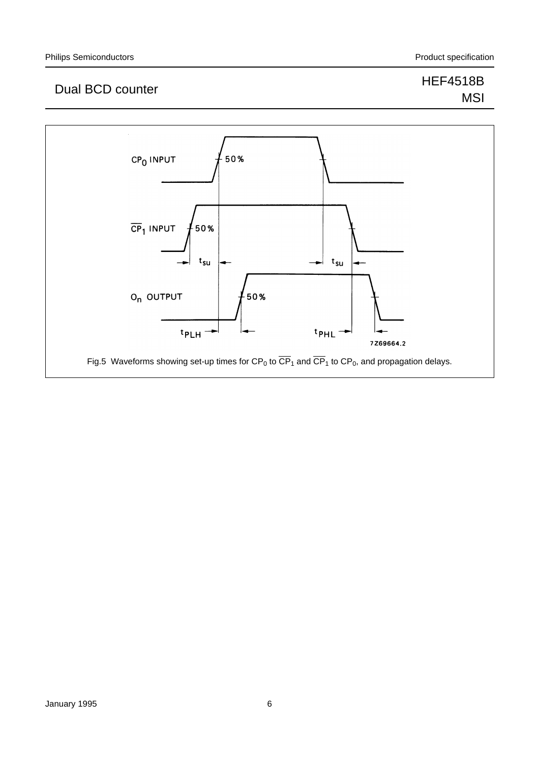Fig.5 Waveforms showing set-up times for $CP_0$ to $\overline{CP}_1$ and $\overline{CP}_1$ to $CP_0$, and propagation delays.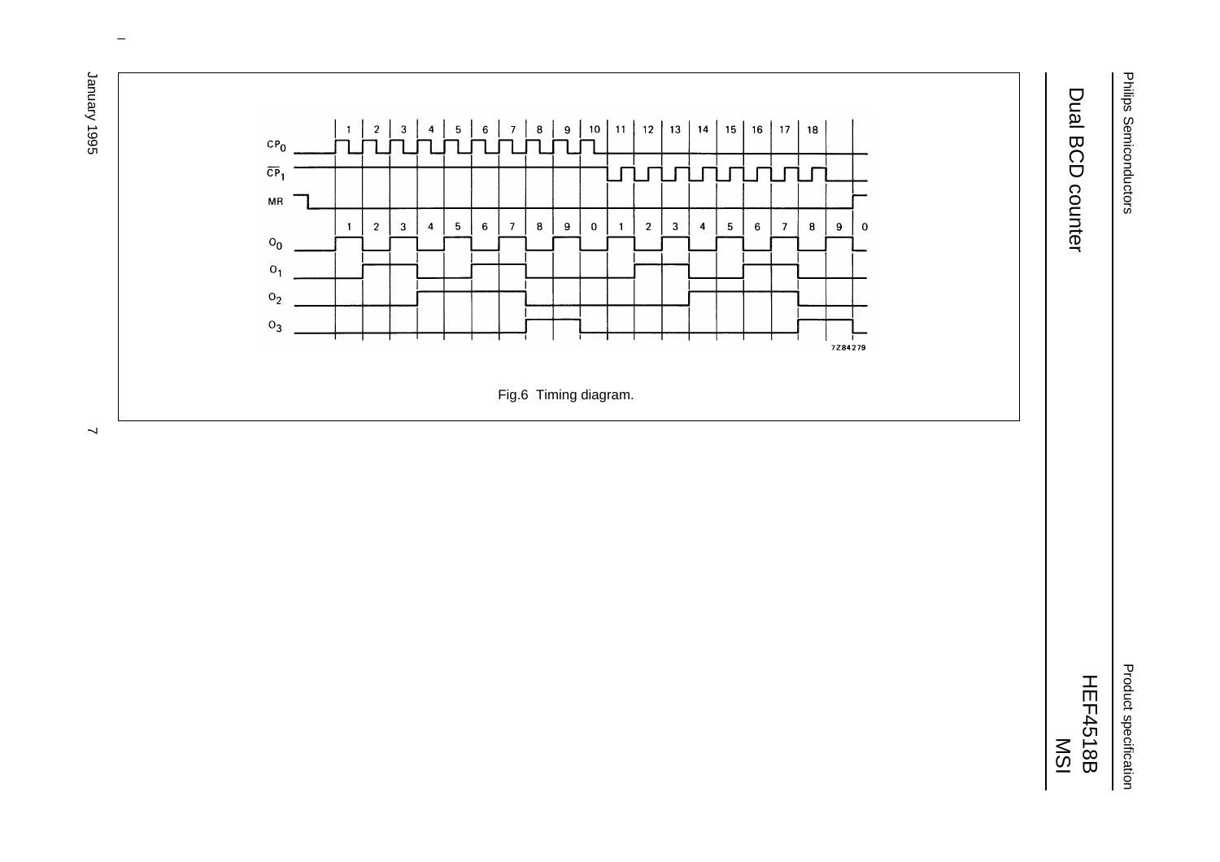CP0

$\overline{CP}_1$

MR

O0

O1

O2

O3

1 2 3 4 5 6 7 8 9 10 11 12 13 14 15 16 17 18

1 2 3 4 5 6 7 8 9 0 1 2 3 4 5 6 7 8 9 0

7Z84279

Fig.6 Timing diagram.